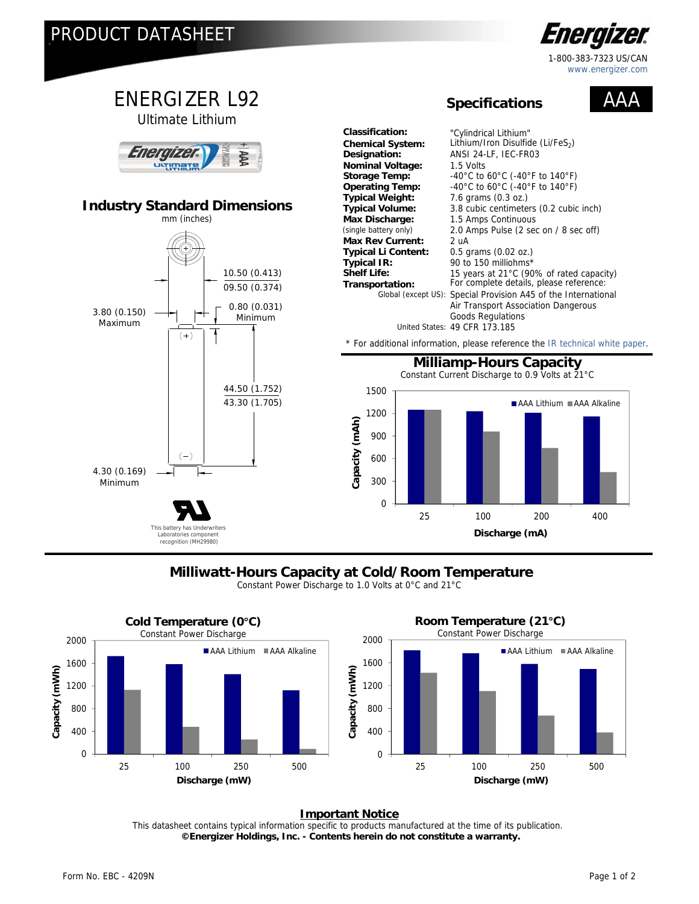# PRODUCT DATASHEET

Energizer

1-800-383-7323 US/CAN
www.energizer.com

# ENERGIZER L92

## Ultimate Lithium

## Specifications — AAA

| | |
|---|---|
| **Classification:** | "Cylindrical Lithium" |
| **Chemical System:** | Lithium/Iron Disulfide ($Li/FeS_2$) |
| **Designation:** | ANSI 24-LF, IEC-FR03 |
| **Nominal Voltage:** | 1.5 Volts |
| **Storage Temp:** | -40°C to 60°C (-40°F to 140°F) |
| **Operating Temp:** | -40°C to 60°C (-40°F to 140°F) |
| **Typical Weight:** | 7.6 grams (0.3 oz.) |
| **Typical Volume:** | 3.8 cubic centimeters (0.2 cubic inch) |
| **Max Discharge:** (single battery only) | 1.5 Amps Continuous; 2.0 Amps Pulse (2 sec on / 8 sec off) |
| **Max Rev Current:** | 2 uA |
| **Typical Li Content:** | 0.5 grams (0.02 oz.) |
| **Typical IR:** | 90 to 150 milliohms* |
| **Shelf Life:** | 15 years at 21°C (90% of rated capacity) |
| **Transportation:** | For complete details, please reference: |
| Global (except US): | Special Provision A45 of the International Air Transport Association Dangerous Goods Regulations |
| United States: | 49 CFR 173.185 |

\* For additional information, please reference the IR technical white paper.

## Industry Standard Dimensions

mm (inches)

- 10.50 (0.413) / 09.50 (0.374)
- 3.80 (0.150) Maximum
- 0.80 (0.031) Minimum
- 44.50 (1.752) / 43.30 (1.705)
- 4.30 (0.169) Minimum

This battery has Underwriters Laboratories component recognition (MH29980)

## Milliamp-Hours Capacity

Constant Current Discharge to 0.9 Volts at 21°C

## Milliwatt-Hours Capacity at Cold/Room Temperature

Constant Power Discharge to 1.0 Volts at 0°C and 21°C

### Cold Temperature (0°C)

Constant Power Discharge

### Room Temperature (21°C)

Constant Power Discharge

**Important Notice**

This datasheet contains typical information specific to products manufactured at the time of its publication.
**©Energizer Holdings, Inc. - Contents herein do not constitute a warranty.**

Form No. EBC - 4209N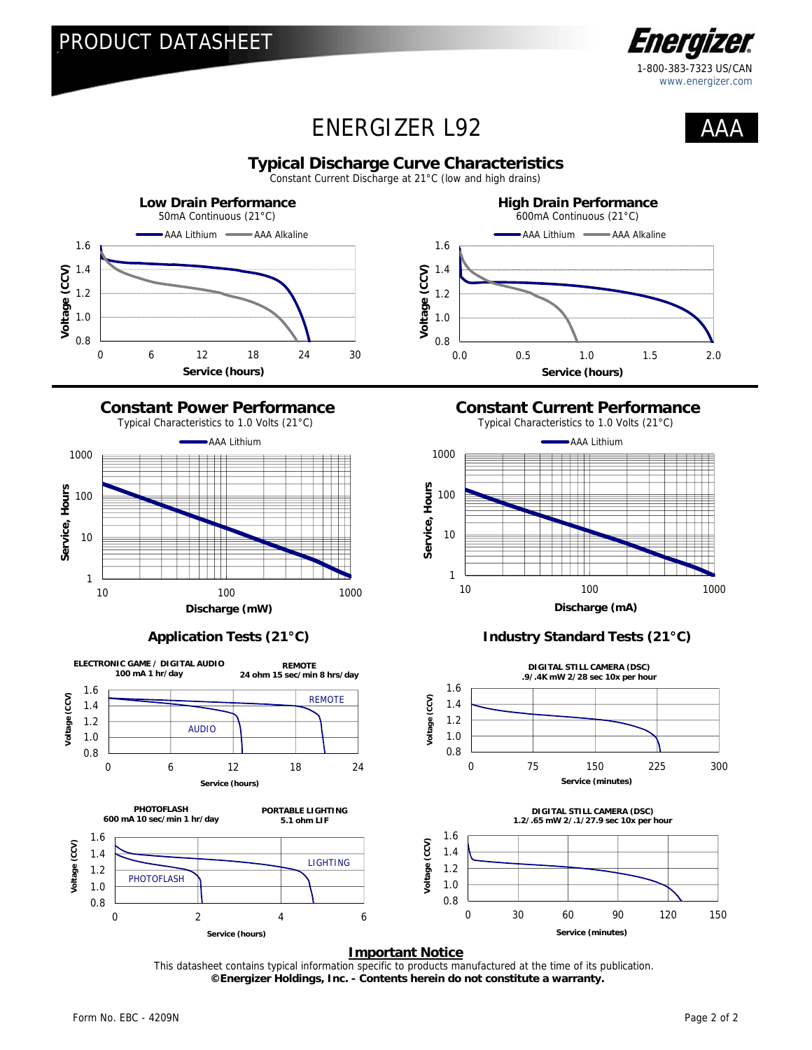PRODUCT DATASHEET

Energizer
1-800-383-7323 US/CAN
www.energizer.com

# ENERGIZER L92

AAA

## Typical Discharge Curve Characteristics

Constant Current Discharge at 21°C (low and high drains)

### Low Drain Performance

50mA Continuous (21°C)

AAA Lithium
AAA Alkaline

Voltage (CCV)
1.6
1.4
1.2
1.0
0.8

0
6
12
18
24
30
Service (hours)

### High Drain Performance

600mA Continuous (21°C)

AAA Lithium
AAA Alkaline

Voltage (CCV)
1.6
1.4
1.2
1.0
0.8

0.0
0.5
1.0
1.5
2.0
Service (hours)

## Constant Power Performance

Typical Characteristics to 1.0 Volts (21°C)

AAA Lithium

Service, Hours
1000
100
10
1

10
100
1000
Discharge (mW)

## Constant Current Performance

Typical Characteristics to 1.0 Volts (21°C)

AAA Lithium

Service, Hours
1000
100
10
1

10
100
1000
Discharge (mA)

## Application Tests (21°C)

ELECTRONIC GAME / DIGITAL AUDIO
100 mA 1 hr/day

REMOTE
24 ohm 15 sec/min 8 hrs/day

Voltage (CCV)
1.6
1.4
1.2
1.0
0.8

REMOTE
AUDIO

0
6
12
18
24
Service (hours)

PHOTOFLASH
600 mA 10 sec/min 1 hr/day

PORTABLE LIGHTING
5.1 ohm LIF

Voltage (CCV)
1.6
1.4
1.2
1.0
0.8

LIGHTING
PHOTOFLASH

0
2
4
6
Service (hours)

## Industry Standard Tests (21°C)

DIGITAL STILL CAMERA (DSC)
.9/.4K mW 2/28 sec 10x per hour

Voltage (CCV)
1.6
1.4
1.2
1.0
0.8

0
75
150
225
300
Service (minutes)

DIGITAL STILL CAMERA (DSC)
1.2/.65 mW 2/.1/27.9 sec 10x per hour

Voltage (CCV)
1.6
1.4
1.2
1.0
0.8

0
30
60
90
120
150
Service (minutes)

**Important Notice**

This datasheet contains typical information specific to products manufactured at the time of its publication.

**©Energizer Holdings, Inc. - Contents herein do not constitute a warranty.**

Form No. EBC - 4209N